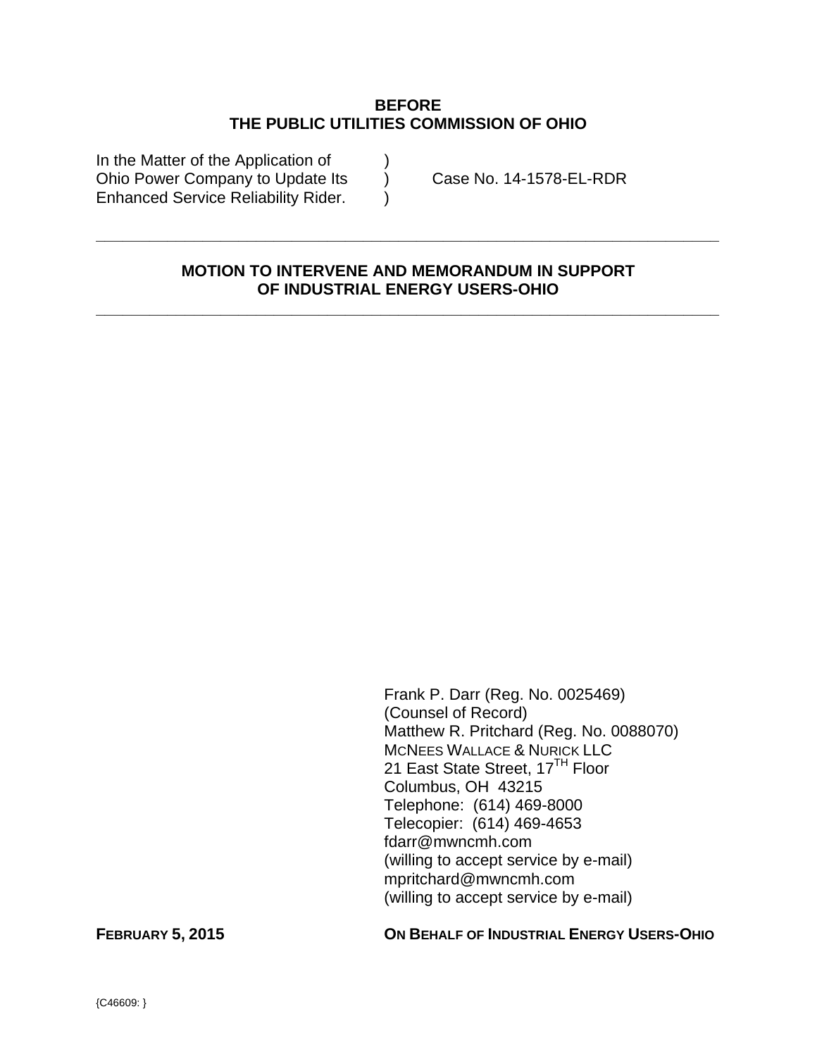**BEFORE**
**THE PUBLIC UTILITIES COMMISSION OF OHIO**

In the Matter of the Application of )
Ohio Power Company to Update Its ) Case No. 14-1578-EL-RDR
Enhanced Service Reliability Rider. )

---

**MOTION TO INTERVENE AND MEMORANDUM IN SUPPORT OF INDUSTRIAL ENERGY USERS-OHIO**

---

Frank P. Darr (Reg. No. 0025469)
(Counsel of Record)
Matthew R. Pritchard (Reg. No. 0088070)
McNEES WALLACE & NURICK LLC
21 East State Street, 17TH Floor
Columbus, OH 43215
Telephone: (614) 469-8000
Telecopier: (614) 469-4653
fdarr@mwncmh.com
(willing to accept service by e-mail)
mpritchard@mwncmh.com
(willing to accept service by e-mail)

**FEBRUARY 5, 2015** **ON BEHALF OF INDUSTRIAL ENERGY USERS-OHIO**

{C46609: }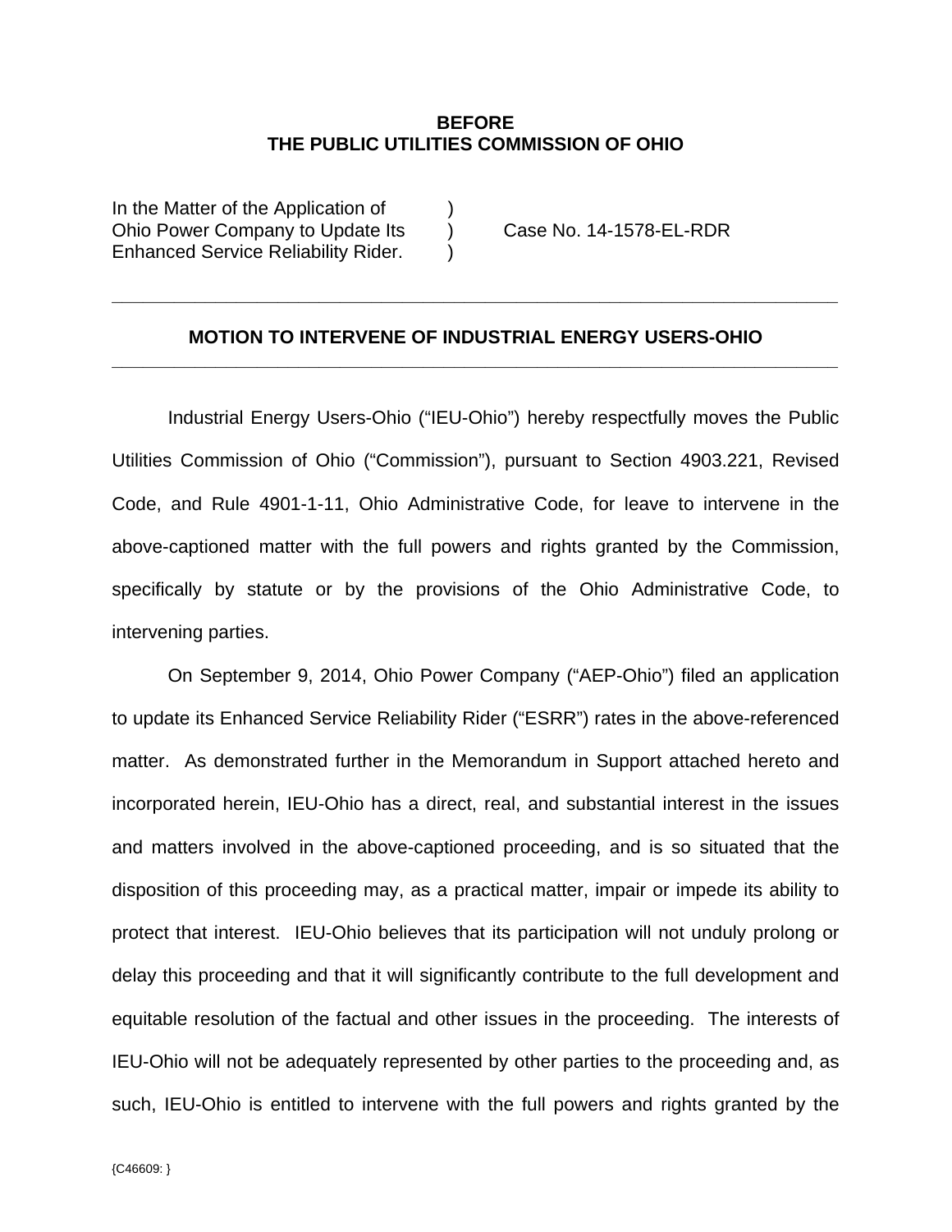**BEFORE**
**THE PUBLIC UTILITIES COMMISSION OF OHIO**

In the Matter of the Application of )
Ohio Power Company to Update Its ) Case No. 14-1578-EL-RDR
Enhanced Service Reliability Rider. )

---

**MOTION TO INTERVENE OF INDUSTRIAL ENERGY USERS-OHIO**

---

Industrial Energy Users-Ohio ("IEU-Ohio") hereby respectfully moves the Public Utilities Commission of Ohio ("Commission"), pursuant to Section 4903.221, Revised Code, and Rule 4901-1-11, Ohio Administrative Code, for leave to intervene in the above-captioned matter with the full powers and rights granted by the Commission, specifically by statute or by the provisions of the Ohio Administrative Code, to intervening parties.

On September 9, 2014, Ohio Power Company ("AEP-Ohio") filed an application to update its Enhanced Service Reliability Rider ("ESRR") rates in the above-referenced matter. As demonstrated further in the Memorandum in Support attached hereto and incorporated herein, IEU-Ohio has a direct, real, and substantial interest in the issues and matters involved in the above-captioned proceeding, and is so situated that the disposition of this proceeding may, as a practical matter, impair or impede its ability to protect that interest. IEU-Ohio believes that its participation will not unduly prolong or delay this proceeding and that it will significantly contribute to the full development and equitable resolution of the factual and other issues in the proceeding. The interests of IEU-Ohio will not be adequately represented by other parties to the proceeding and, as such, IEU-Ohio is entitled to intervene with the full powers and rights granted by the

{C46609: }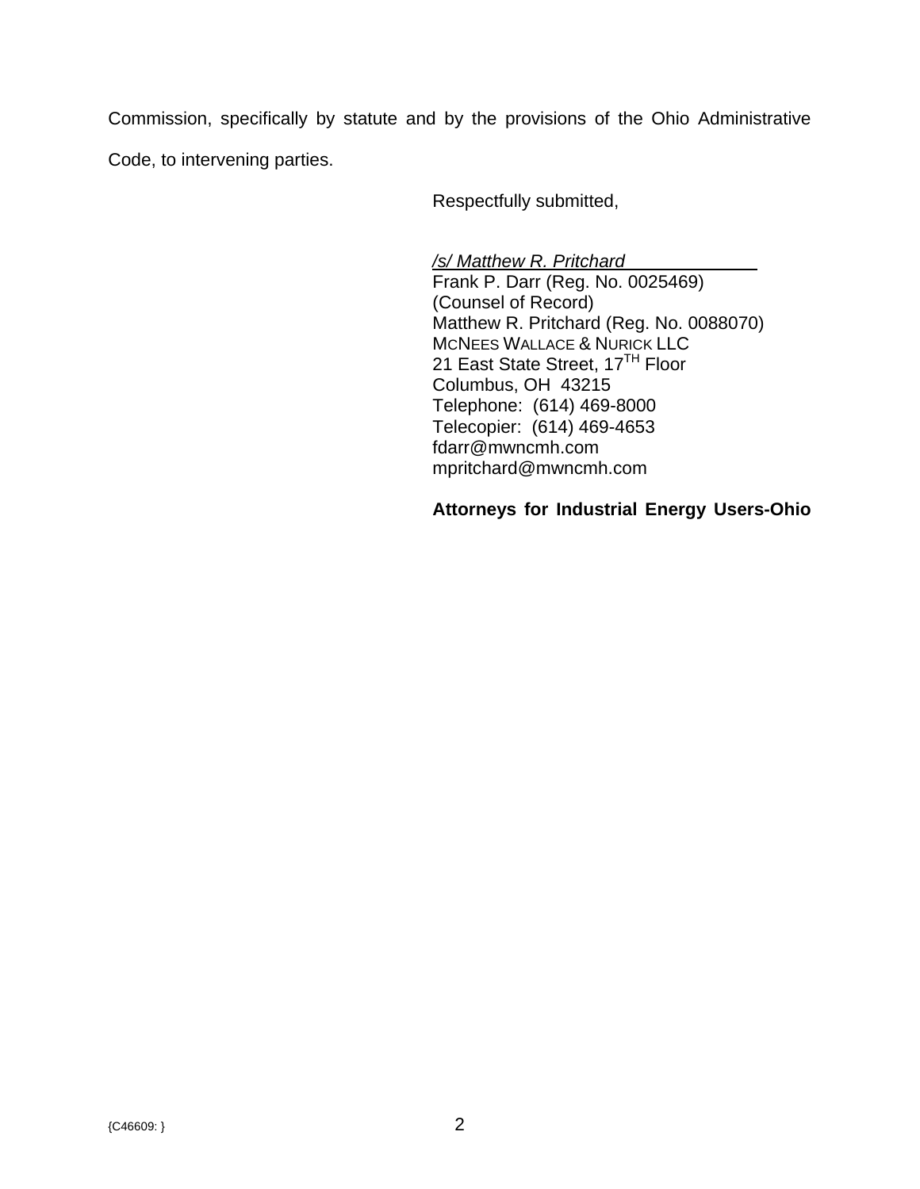Commission, specifically by statute and by the provisions of the Ohio Administrative Code, to intervening parties.

Respectfully submitted,

*/s/ Matthew R. Pritchard*
Frank P. Darr (Reg. No. 0025469)
(Counsel of Record)
Matthew R. Pritchard (Reg. No. 0088070)
MCNEES WALLACE & NURICK LLC
21 East State Street, 17TH Floor
Columbus, OH 43215
Telephone: (614) 469-8000
Telecopier: (614) 469-4653
fdarr@mwncmh.com
mpritchard@mwncmh.com

**Attorneys for Industrial Energy Users-Ohio**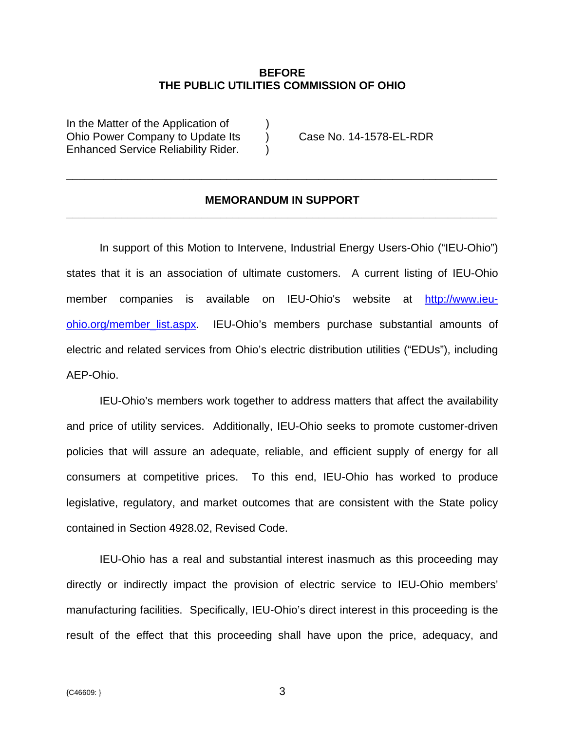**BEFORE**
**THE PUBLIC UTILITIES COMMISSION OF OHIO**

| | | |
|---|---|---|
| In the Matter of the Application of | ) | |
| Ohio Power Company to Update Its | ) | Case No. 14-1578-EL-RDR |
| Enhanced Service Reliability Rider. | ) | |

---

**MEMORANDUM IN SUPPORT**

---

In support of this Motion to Intervene, Industrial Energy Users-Ohio ("IEU-Ohio") states that it is an association of ultimate customers. A current listing of IEU-Ohio member companies is available on IEU-Ohio's website at http://www.ieu-ohio.org/member_list.aspx. IEU-Ohio's members purchase substantial amounts of electric and related services from Ohio's electric distribution utilities ("EDUs"), including AEP-Ohio.

IEU-Ohio's members work together to address matters that affect the availability and price of utility services. Additionally, IEU-Ohio seeks to promote customer-driven policies that will assure an adequate, reliable, and efficient supply of energy for all consumers at competitive prices. To this end, IEU-Ohio has worked to produce legislative, regulatory, and market outcomes that are consistent with the State policy contained in Section 4928.02, Revised Code.

IEU-Ohio has a real and substantial interest inasmuch as this proceeding may directly or indirectly impact the provision of electric service to IEU-Ohio members' manufacturing facilities. Specifically, IEU-Ohio's direct interest in this proceeding is the result of the effect that this proceeding shall have upon the price, adequacy, and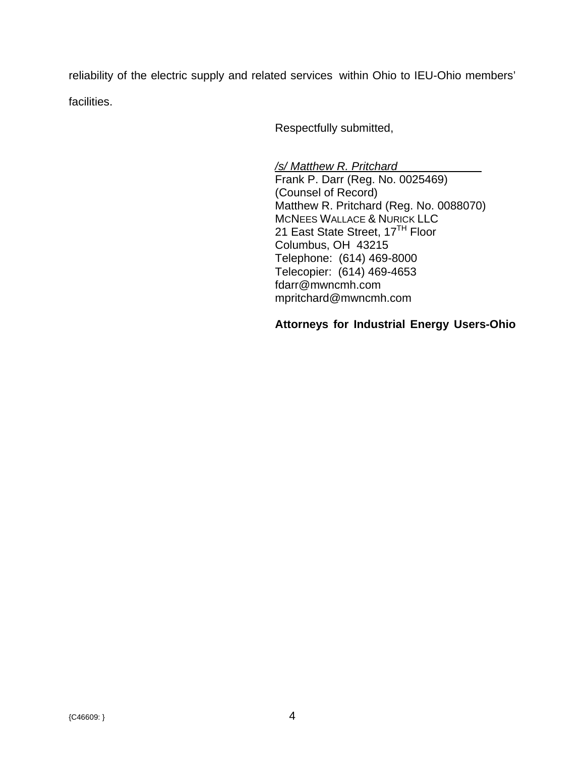reliability of the electric supply and related services within Ohio to IEU-Ohio members' facilities.

Respectfully submitted,

*/s/ Matthew R. Pritchard*
Frank P. Darr (Reg. No. 0025469)
(Counsel of Record)
Matthew R. Pritchard (Reg. No. 0088070)
McNEES WALLACE & NURICK LLC
21 East State Street, 17TH Floor
Columbus, OH 43215
Telephone: (614) 469-8000
Telecopier: (614) 469-4653
fdarr@mwncmh.com
mpritchard@mwncmh.com

**Attorneys for Industrial Energy Users-Ohio**

{C46609: }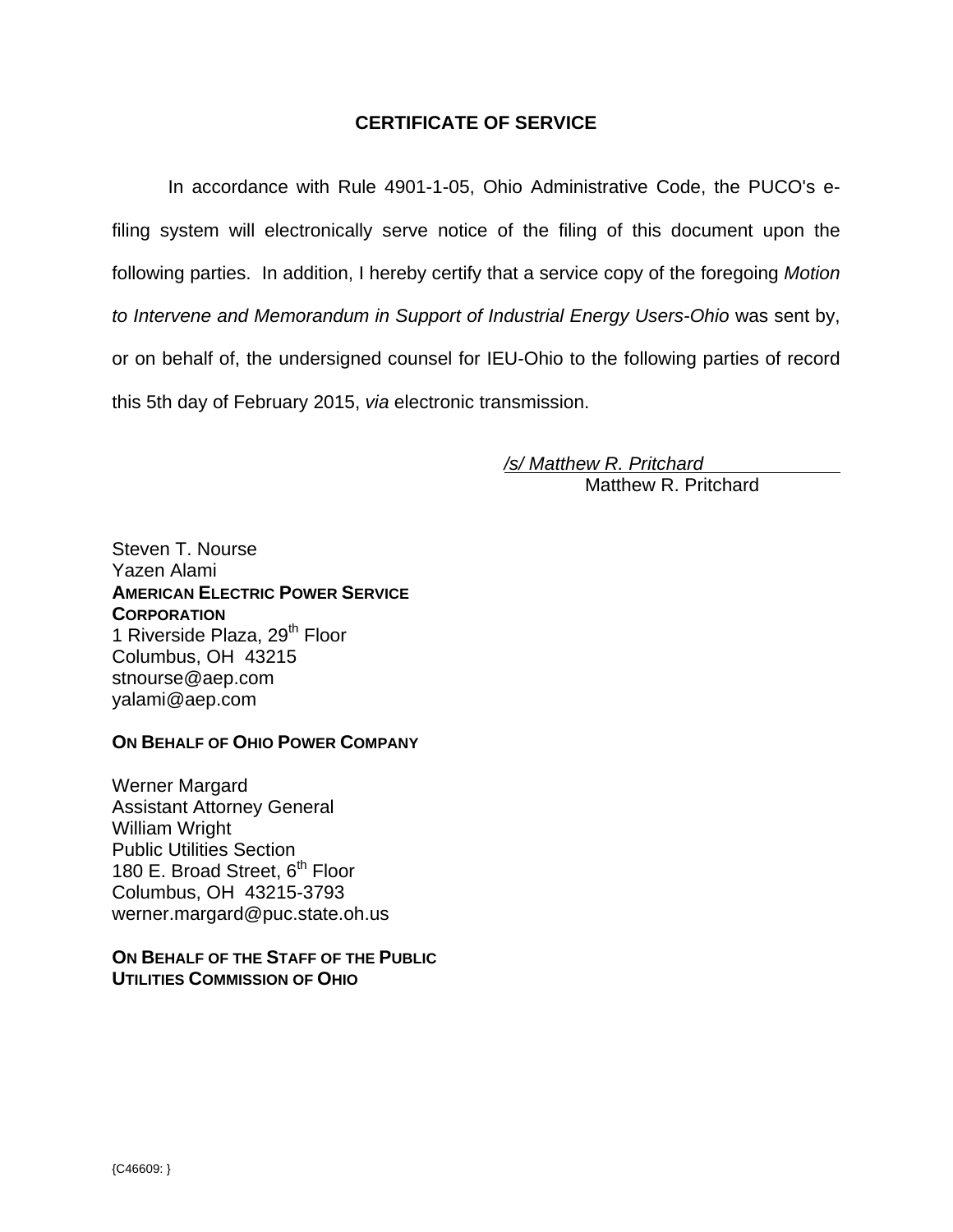## CERTIFICATE OF SERVICE

In accordance with Rule 4901-1-05, Ohio Administrative Code, the PUCO's e-filing system will electronically serve notice of the filing of this document upon the following parties. In addition, I hereby certify that a service copy of the foregoing *Motion to Intervene and Memorandum in Support of Industrial Energy Users-Ohio* was sent by, or on behalf of, the undersigned counsel for IEU-Ohio to the following parties of record this 5th day of February 2015, *via* electronic transmission.

*/s/ Matthew R. Pritchard*
Matthew R. Pritchard

Steven T. Nourse
Yazen Alami
**AMERICAN ELECTRIC POWER SERVICE CORPORATION**
1 Riverside Plaza, 29th Floor
Columbus, OH 43215
stnourse@aep.com
yalami@aep.com

**ON BEHALF OF OHIO POWER COMPANY**

Werner Margard
Assistant Attorney General
William Wright
Public Utilities Section
180 E. Broad Street, 6th Floor
Columbus, OH 43215-3793
werner.margard@puc.state.oh.us

**ON BEHALF OF THE STAFF OF THE PUBLIC UTILITIES COMMISSION OF OHIO**

{C46609: }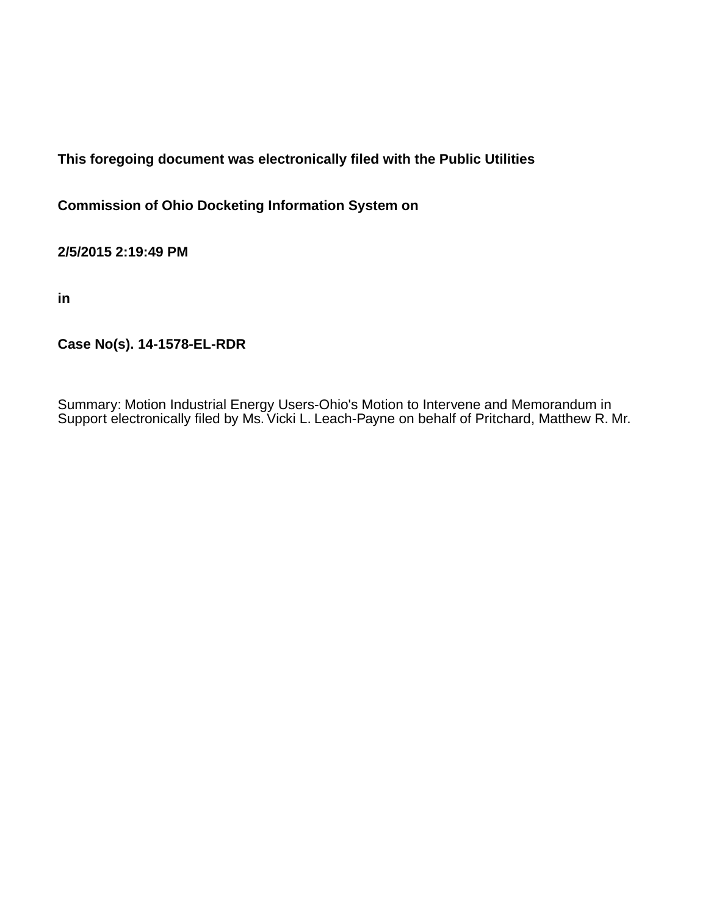**This foregoing document was electronically filed with the Public Utilities**

**Commission of Ohio Docketing Information System on**

**2/5/2015 2:19:49 PM**

**in**

**Case No(s). 14-1578-EL-RDR**

Summary: Motion Industrial Energy Users-Ohio's Motion to Intervene and Memorandum in Support electronically filed by Ms. Vicki L. Leach-Payne on behalf of Pritchard, Matthew R. Mr.